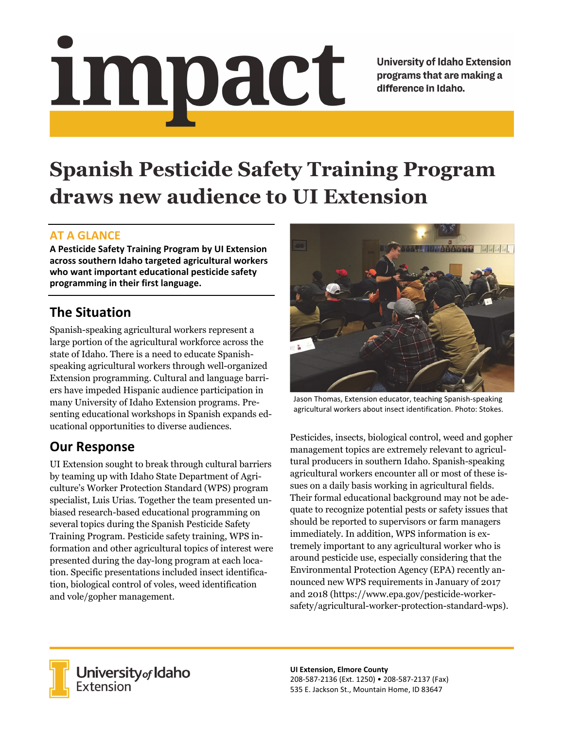# impact

University of Idaho Extension programs that are making a difference in Idaho.

# Spanish Pesticide Safety Training Program draws new audience to UI Extension

## AT A GLANCE

**A Pesticide Safety Training Program by UI Extension across southern Idaho targeted agricultural workers who want important educational pesticide safety programming in their first language.**

## The Situation

Spanish-speaking agricultural workers represent a large portion of the agricultural workforce across the state of Idaho. There is a need to educate Spanish-speaking agricultural workers through well-organized Extension programming. Cultural and language barriers have impeded Hispanic audience participation in many University of Idaho Extension programs. Presenting educational workshops in Spanish expands educational opportunities to diverse audiences.

## Our Response

UI Extension sought to break through cultural barriers by teaming up with Idaho State Department of Agriculture's Worker Protection Standard (WPS) program specialist, Luis Urias. Together the team presented unbiased research-based educational programming on several topics during the Spanish Pesticide Safety Training Program. Pesticide safety training, WPS information and other agricultural topics of interest were presented during the day-long program at each location. Specific presentations included insect identification, biological control of voles, weed identification and vole/gopher management.

Jason Thomas, Extension educator, teaching Spanish-speaking agricultural workers about insect identification. Photo: Stokes.

Pesticides, insects, biological control, weed and gopher management topics are extremely relevant to agricultural producers in southern Idaho. Spanish-speaking agricultural workers encounter all or most of these issues on a daily basis working in agricultural fields. Their formal educational background may not be adequate to recognize potential pests or safety issues that should be reported to supervisors or farm managers immediately. In addition, WPS information is extremely important to any agricultural worker who is around pesticide use, especially considering that the Environmental Protection Agency (EPA) recently announced new WPS requirements in January of 2017 and 2018 (https://www.epa.gov/pesticide-worker-safety/agricultural-worker-protection-standard-wps).

University of Idaho Extension

**UI Extension, Elmore County**
208-587-2136 (Ext. 1250) • 208-587-2137 (Fax)
535 E. Jackson St., Mountain Home, ID 83647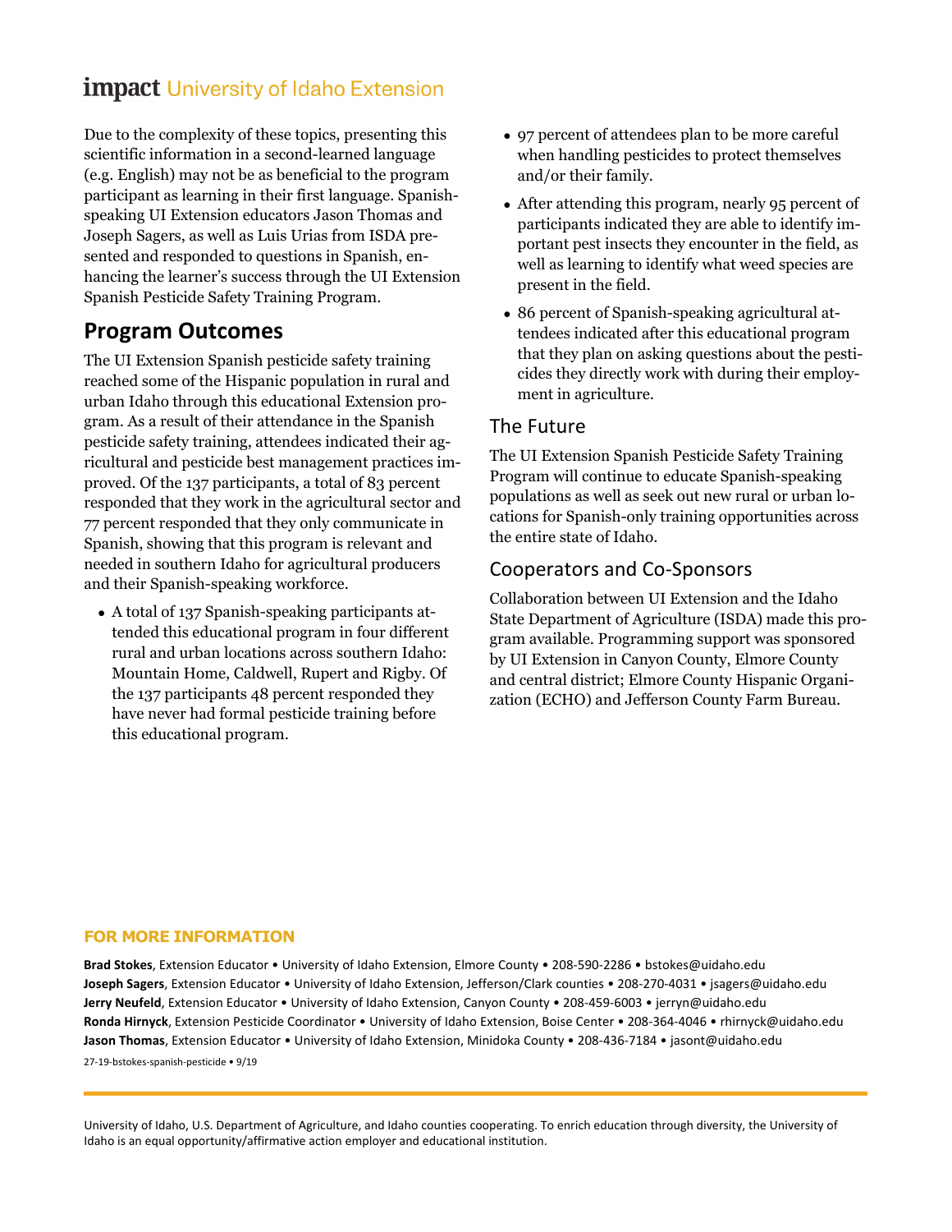Due to the complexity of these topics, presenting this scientific information in a second-learned language (e.g. English) may not be as beneficial to the program participant as learning in their first language. Spanish-speaking UI Extension educators Jason Thomas and Joseph Sagers, as well as Luis Urias from ISDA presented and responded to questions in Spanish, enhancing the learner's success through the UI Extension Spanish Pesticide Safety Training Program.

## Program Outcomes

The UI Extension Spanish pesticide safety training reached some of the Hispanic population in rural and urban Idaho through this educational Extension program. As a result of their attendance in the Spanish pesticide safety training, attendees indicated their agricultural and pesticide best management practices improved. Of the 137 participants, a total of 83 percent responded that they work in the agricultural sector and 77 percent responded that they only communicate in Spanish, showing that this program is relevant and needed in southern Idaho for agricultural producers and their Spanish-speaking workforce.

- A total of 137 Spanish-speaking participants attended this educational program in four different rural and urban locations across southern Idaho: Mountain Home, Caldwell, Rupert and Rigby. Of the 137 participants 48 percent responded they have never had formal pesticide training before this educational program.
- 97 percent of attendees plan to be more careful when handling pesticides to protect themselves and/or their family.
- After attending this program, nearly 95 percent of participants indicated they are able to identify important pest insects they encounter in the field, as well as learning to identify what weed species are present in the field.
- 86 percent of Spanish-speaking agricultural attendees indicated after this educational program that they plan on asking questions about the pesticides they directly work with during their employment in agriculture.

### The Future

The UI Extension Spanish Pesticide Safety Training Program will continue to educate Spanish-speaking populations as well as seek out new rural or urban locations for Spanish-only training opportunities across the entire state of Idaho.

### Cooperators and Co-Sponsors

Collaboration between UI Extension and the Idaho State Department of Agriculture (ISDA) made this program available. Programming support was sponsored by UI Extension in Canyon County, Elmore County and central district; Elmore County Hispanic Organization (ECHO) and Jefferson County Farm Bureau.

**FOR MORE INFORMATION**

**Brad Stokes**, Extension Educator • University of Idaho Extension, Elmore County • 208-590-2286 • bstokes@uidaho.edu
**Joseph Sagers**, Extension Educator • University of Idaho Extension, Jefferson/Clark counties • 208-270-4031 • jsagers@uidaho.edu
**Jerry Neufeld**, Extension Educator • University of Idaho Extension, Canyon County • 208-459-6003 • jerryn@uidaho.edu
**Ronda Hirnyck**, Extension Pesticide Coordinator • University of Idaho Extension, Boise Center • 208-364-4046 • rhirnyck@uidaho.edu
**Jason Thomas**, Extension Educator • University of Idaho Extension, Minidoka County • 208-436-7184 • jasont@uidaho.edu

27-19-bstokes-spanish-pesticide • 9/19

University of Idaho, U.S. Department of Agriculture, and Idaho counties cooperating. To enrich education through diversity, the University of Idaho is an equal opportunity/affirmative action employer and educational institution.